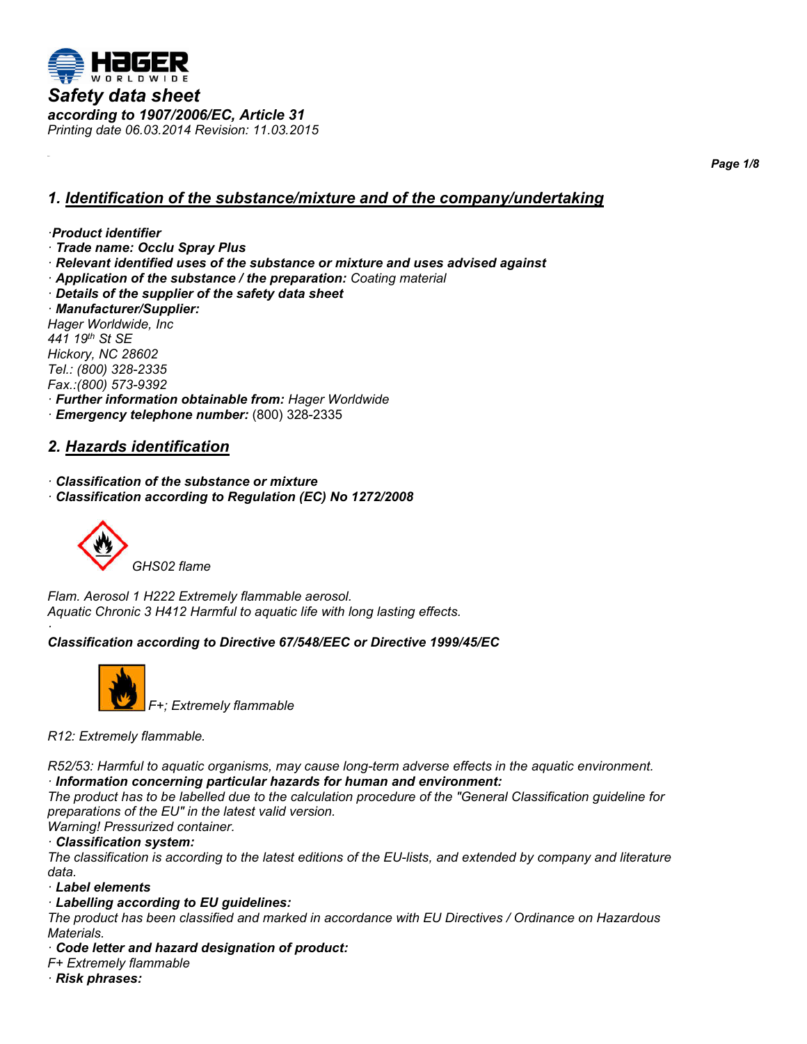HAGER WORLDWIDE

# Safety data sheet

***according to 1907/2006/EC, Article 31***

*Printing date 06.03.2014 Revision: 11.03.2015*

## 1. Identification of the substance/mixture and of the company/undertaking

· **Product identifier**
· **Trade name: Occlu Spray Plus**
· **Relevant identified uses of the substance or mixture and uses advised against**
· **Application of the substance / the preparation:** Coating material
· **Details of the supplier of the safety data sheet**
· **Manufacturer/Supplier:**
Hager Worldwide, Inc
441 19th St SE
Hickory, NC 28602
Tel.: (800) 328-2335
Fax.:(800) 573-9392
· **Further information obtainable from:** Hager Worldwide
· **Emergency telephone number:** (800) 328-2335

## 2. Hazards identification

· **Classification of the substance or mixture**
· **Classification according to Regulation (EC) No 1272/2008**

GHS02 flame

Flam. Aerosol 1 H222 Extremely flammable aerosol.
Aquatic Chronic 3 H412 Harmful to aquatic life with long lasting effects.

·

**Classification according to Directive 67/548/EEC or Directive 1999/45/EC**

F+; Extremely flammable

R12: Extremely flammable.

R52/53: Harmful to aquatic organisms, may cause long-term adverse effects in the aquatic environment.
· **Information concerning particular hazards for human and environment:**
The product has to be labelled due to the calculation procedure of the "General Classification guideline for preparations of the EU" in the latest valid version.
Warning! Pressurized container.
· **Classification system:**
The classification is according to the latest editions of the EU-lists, and extended by company and literature data.
· **Label elements**
· **Labelling according to EU guidelines:**
The product has been classified and marked in accordance with EU Directives / Ordinance on Hazardous Materials.
· **Code letter and hazard designation of product:**
F+ Extremely flammable
· **Risk phrases:**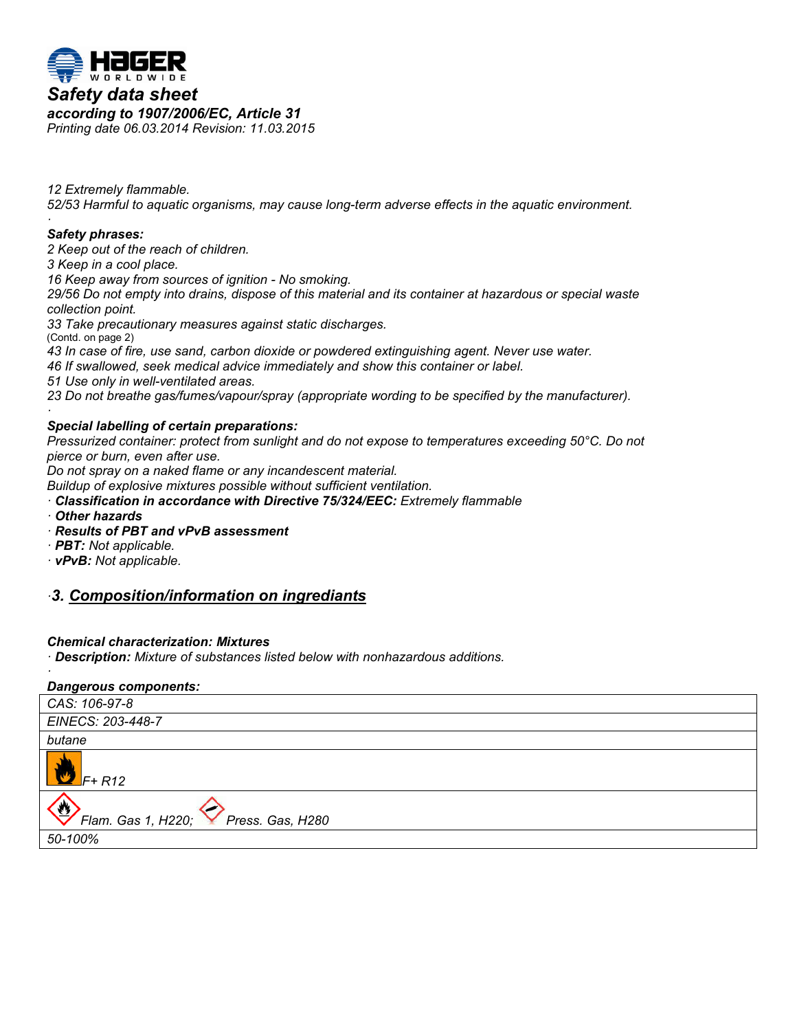12 Extremely flammable.

52/53 Harmful to aquatic organisms, may cause long-term adverse effects in the aquatic environment.

·

**Safety phrases:**

2 Keep out of the reach of children.

3 Keep in a cool place.

16 Keep away from sources of ignition - No smoking.

29/56 Do not empty into drains, dispose of this material and its container at hazardous or special waste collection point.

33 Take precautionary measures against static discharges.

(Contd. on page 2)

43 In case of fire, use sand, carbon dioxide or powdered extinguishing agent. Never use water.

46 If swallowed, seek medical advice immediately and show this container or label.

51 Use only in well-ventilated areas.

23 Do not breathe gas/fumes/vapour/spray (appropriate wording to be specified by the manufacturer).

·

**Special labelling of certain preparations:**

Pressurized container: protect from sunlight and do not expose to temperatures exceeding 50°C. Do not pierce or burn, even after use.

Do not spray on a naked flame or any incandescent material.

Buildup of explosive mixtures possible without sufficient ventilation.

· **Classification in accordance with Directive 75/324/EEC:** Extremely flammable

· **Other hazards**

· **Results of PBT and vPvB assessment**

· **PBT:** Not applicable.

· **vPvB:** Not applicable.

## ·3. Composition/information on ingrediants

**Chemical characterization: Mixtures**

· **Description:** Mixture of substances listed below with nonhazardous additions.

·

**Dangerous components:**

| CAS: 106-97-8 |
|---|
| EINECS: 203-448-7 |
| butane |
| F+ R12 |
| Flam. Gas 1, H220; Press. Gas, H280 |
| 50-100% |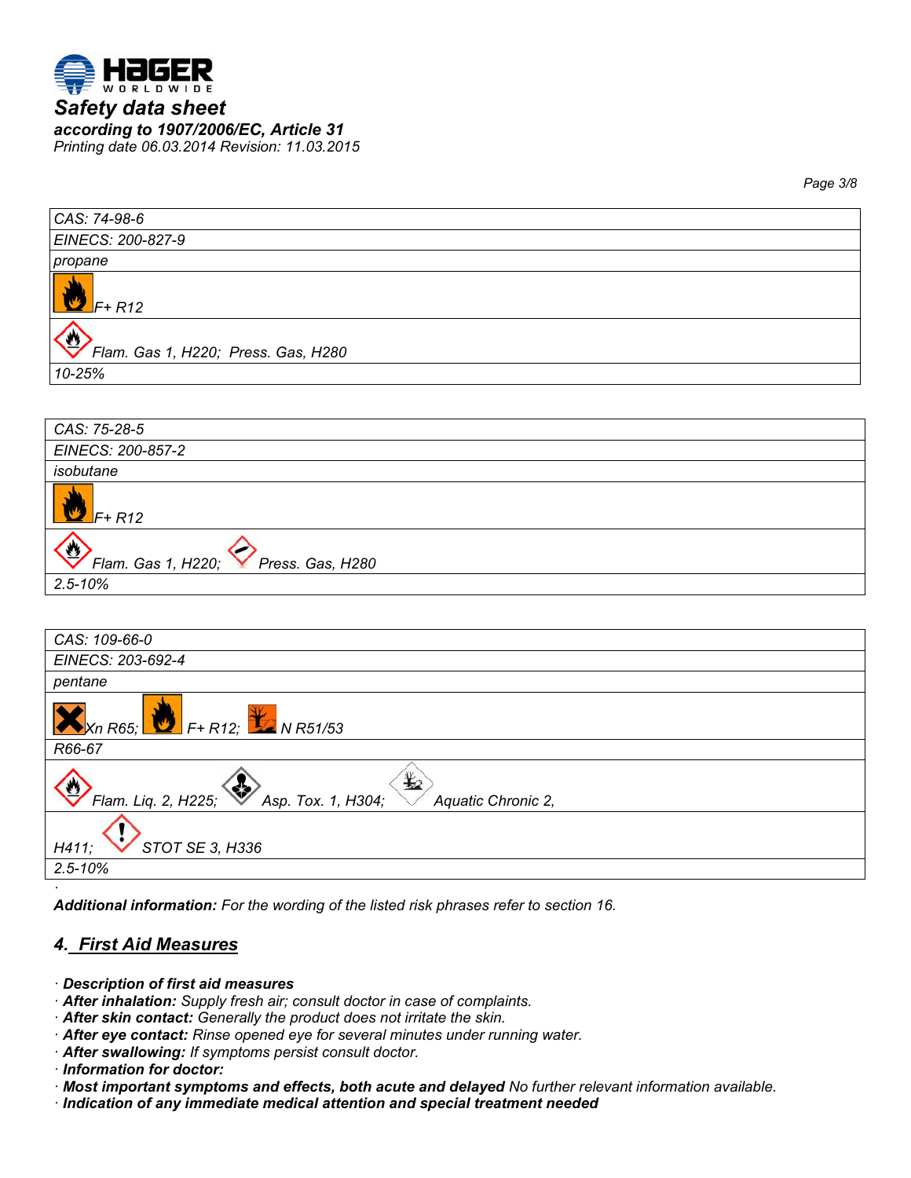| CAS: 74-98-6 |
|---|
| EINECS: 200-827-9 |
| propane |
| F+ R12 |
| Flam. Gas 1, H220; Press. Gas, H280 |
| 10-25% |

| CAS: 75-28-5 |
|---|
| EINECS: 200-857-2 |
| isobutane |
| F+ R12 |
| Flam. Gas 1, H220; Press. Gas, H280 |
| 2.5-10% |

| CAS: 109-66-0 |
|---|
| EINECS: 203-692-4 |
| pentane |
| Xn R65; F+ R12; N R51/53 |
| R66-67 |
| Flam. Liq. 2, H225; Asp. Tox. 1, H304; Aquatic Chronic 2, |
| H411; STOT SE 3, H336 |
| 2.5-10% |

**Additional information:** For the wording of the listed risk phrases refer to section 16.

## 4. First Aid Measures

· **Description of first aid measures**
· **After inhalation:** Supply fresh air; consult doctor in case of complaints.
· **After skin contact:** Generally the product does not irritate the skin.
· **After eye contact:** Rinse opened eye for several minutes under running water.
· **After swallowing:** If symptoms persist consult doctor.
· **Information for doctor:**
· **Most important symptoms and effects, both acute and delayed** No further relevant information available.
· **Indication of any immediate medical attention and special treatment needed**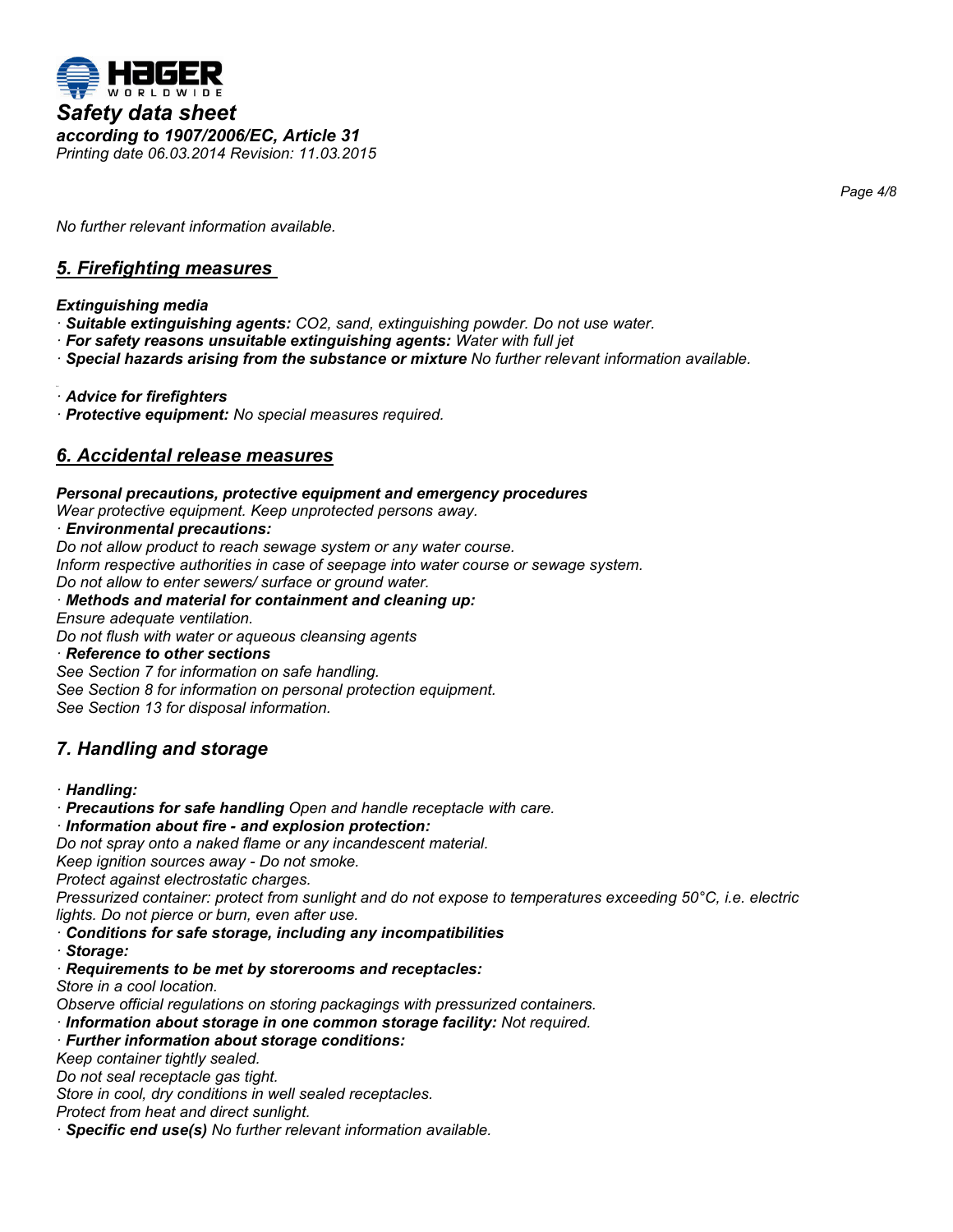*No further relevant information available.*

## *5. Firefighting measures*

***Extinguishing media***

· ***Suitable extinguishing agents:*** *$CO_2$, sand, extinguishing powder. Do not use water.*
· ***For safety reasons unsuitable extinguishing agents:*** *Water with full jet*
· ***Special hazards arising from the substance or mixture*** *No further relevant information available.*

· ***Advice for firefighters***
· ***Protective equipment:*** *No special measures required.*

## *6. Accidental release measures*

***Personal precautions, protective equipment and emergency procedures***
*Wear protective equipment. Keep unprotected persons away.*
· ***Environmental precautions:***
*Do not allow product to reach sewage system or any water course.*
*Inform respective authorities in case of seepage into water course or sewage system.*
*Do not allow to enter sewers/ surface or ground water.*
· ***Methods and material for containment and cleaning up:***
*Ensure adequate ventilation.*
*Do not flush with water or aqueous cleansing agents*
· ***Reference to other sections***
*See Section 7 for information on safe handling.*
*See Section 8 for information on personal protection equipment.*
*See Section 13 for disposal information.*

## *7. Handling and storage*

· ***Handling:***
· ***Precautions for safe handling*** *Open and handle receptacle with care.*
· ***Information about fire - and explosion protection:***
*Do not spray onto a naked flame or any incandescent material.*
*Keep ignition sources away - Do not smoke.*
*Protect against electrostatic charges.*
*Pressurized container: protect from sunlight and do not expose to temperatures exceeding 50°C, i.e. electric lights. Do not pierce or burn, even after use.*
· ***Conditions for safe storage, including any incompatibilities***
· ***Storage:***
· ***Requirements to be met by storerooms and receptacles:***
*Store in a cool location.*
*Observe official regulations on storing packagings with pressurized containers.*
· ***Information about storage in one common storage facility:*** *Not required.*
· ***Further information about storage conditions:***
*Keep container tightly sealed.*
*Do not seal receptacle gas tight.*
*Store in cool, dry conditions in well sealed receptacles.*
*Protect from heat and direct sunlight.*
· ***Specific end use(s)*** *No further relevant information available.*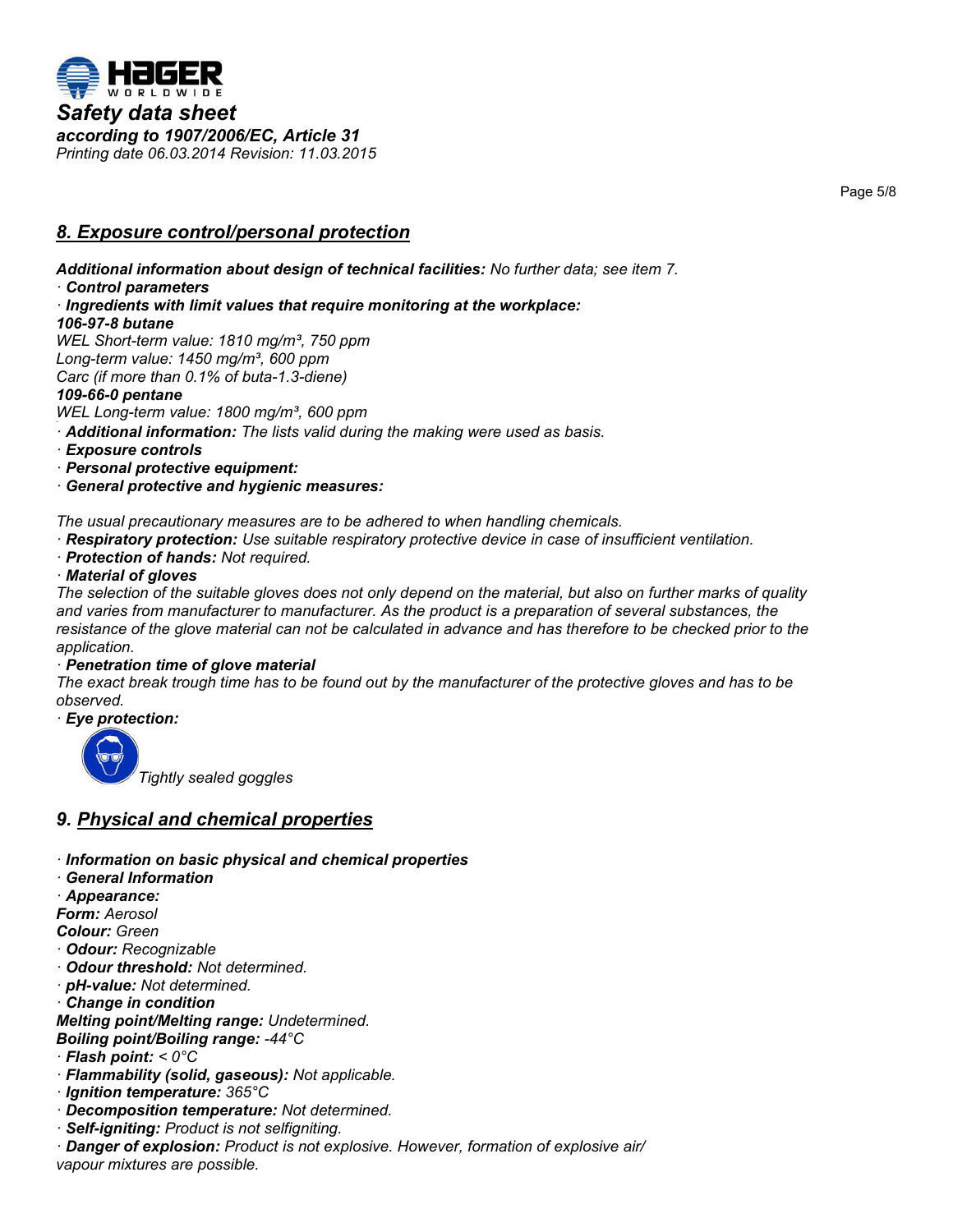## 8. Exposure control/personal protection

***Additional information about design of technical facilities:*** *No further data; see item 7.*

· ***Control parameters***

· ***Ingredients with limit values that require monitoring at the workplace:***

***106-97-8 butane***

*WEL Short-term value: 1810 mg/m³, 750 ppm*
*Long-term value: 1450 mg/m³, 600 ppm*
*Carc (if more than 0.1% of buta-1.3-diene)*

***109-66-0 pentane***

*WEL Long-term value: 1800 mg/m³, 600 ppm*

· ***Additional information:*** *The lists valid during the making were used as basis.*

· ***Exposure controls***

· ***Personal protective equipment:***

· ***General protective and hygienic measures:***

*The usual precautionary measures are to be adhered to when handling chemicals.*

· ***Respiratory protection:*** *Use suitable respiratory protective device in case of insufficient ventilation.*

· ***Protection of hands:*** *Not required.*

· ***Material of gloves***

*The selection of the suitable gloves does not only depend on the material, but also on further marks of quality and varies from manufacturer to manufacturer. As the product is a preparation of several substances, the resistance of the glove material can not be calculated in advance and has therefore to be checked prior to the application.*

· ***Penetration time of glove material***

*The exact break trough time has to be found out by the manufacturer of the protective gloves and has to be observed.*

· ***Eye protection:***

*Tightly sealed goggles*

## 9. Physical and chemical properties

· ***Information on basic physical and chemical properties***

· ***General Information***

· ***Appearance:***

***Form:*** *Aerosol*

***Colour:*** *Green*

· ***Odour:*** *Recognizable*

· ***Odour threshold:*** *Not determined.*

· ***pH-value:*** *Not determined.*

· ***Change in condition***

***Melting point/Melting range:*** *Undetermined.*

***Boiling point/Boiling range:*** *-44°C*

· ***Flash point:*** *< 0°C*

· ***Flammability (solid, gaseous):*** *Not applicable.*

· ***Ignition temperature:*** *365°C*

· ***Decomposition temperature:*** *Not determined.*

· ***Self-igniting:*** *Product is not selfigniting.*

· ***Danger of explosion:*** *Product is not explosive. However, formation of explosive air/ vapour mixtures are possible.*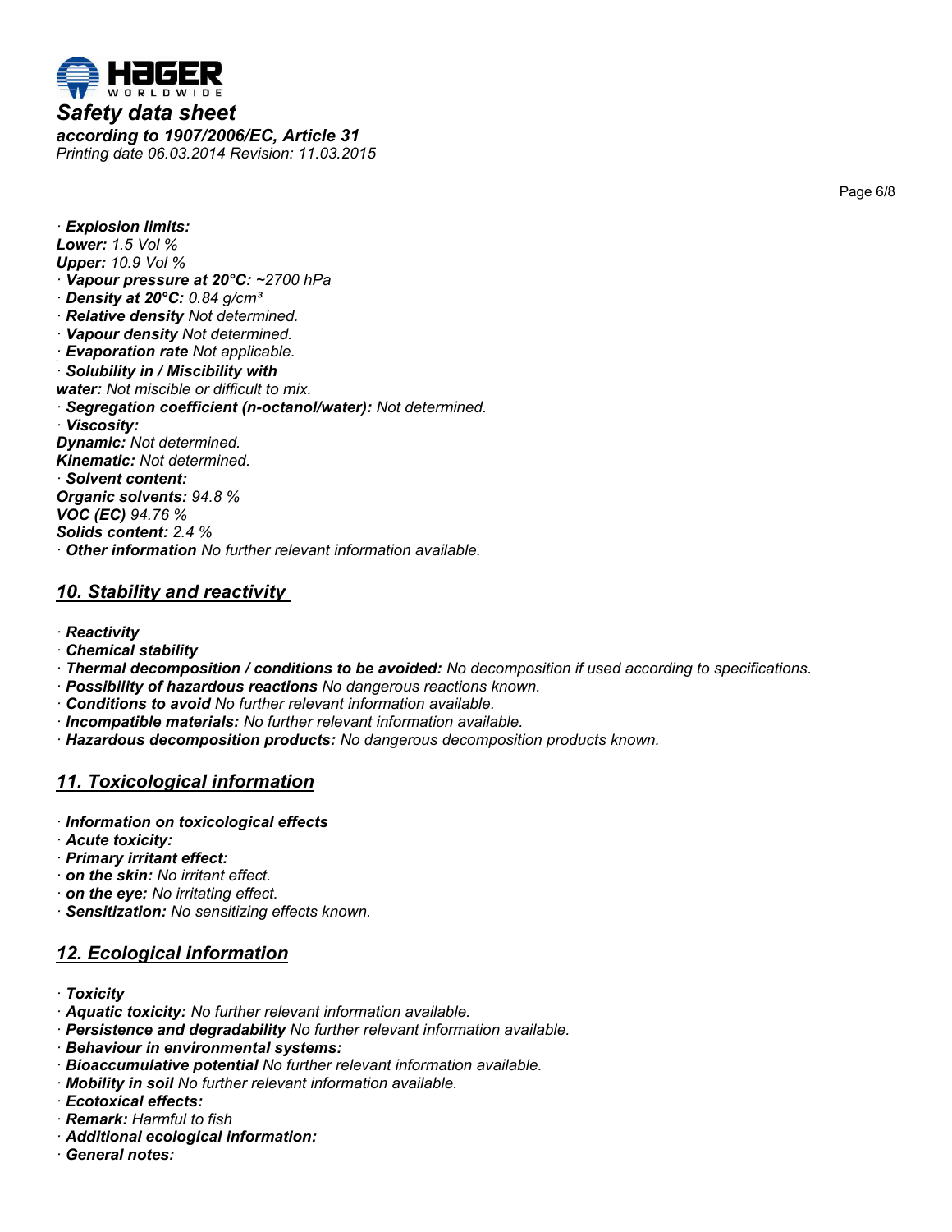· ***Explosion limits:***
***Lower:*** *1.5 Vol %*
***Upper:*** *10.9 Vol %*
· ***Vapour pressure at 20°C:*** *~2700 hPa*
· ***Density at 20°C:*** *0.84 g/cm³*
· ***Relative density*** *Not determined.*
· ***Vapour density*** *Not determined.*
· ***Evaporation rate*** *Not applicable.*
· ***Solubility in / Miscibility with***
***water:*** *Not miscible or difficult to mix.*
· ***Segregation coefficient (n-octanol/water):*** *Not determined.*
· ***Viscosity:***
***Dynamic:*** *Not determined.*
***Kinematic:*** *Not determined.*
· ***Solvent content:***
***Organic solvents:*** *94.8 %*
***VOC (EC)*** *94.76 %*
***Solids content:*** *2.4 %*
· ***Other information*** *No further relevant information available.*

## *10. Stability and reactivity*

· ***Reactivity***
· ***Chemical stability***
· ***Thermal decomposition / conditions to be avoided:*** *No decomposition if used according to specifications.*
· ***Possibility of hazardous reactions*** *No dangerous reactions known.*
· ***Conditions to avoid*** *No further relevant information available.*
· ***Incompatible materials:*** *No further relevant information available.*
· ***Hazardous decomposition products:*** *No dangerous decomposition products known.*

## *11. Toxicological information*

· ***Information on toxicological effects***
· ***Acute toxicity:***
· ***Primary irritant effect:***
· ***on the skin:*** *No irritant effect.*
· ***on the eye:*** *No irritating effect.*
· ***Sensitization:*** *No sensitizing effects known.*

## *12. Ecological information*

· ***Toxicity***
· ***Aquatic toxicity:*** *No further relevant information available.*
· ***Persistence and degradability*** *No further relevant information available.*
· ***Behaviour in environmental systems:***
· ***Bioaccumulative potential*** *No further relevant information available.*
· ***Mobility in soil*** *No further relevant information available.*
· ***Ecotoxical effects:***
· ***Remark:*** *Harmful to fish*
· ***Additional ecological information:***
· ***General notes:***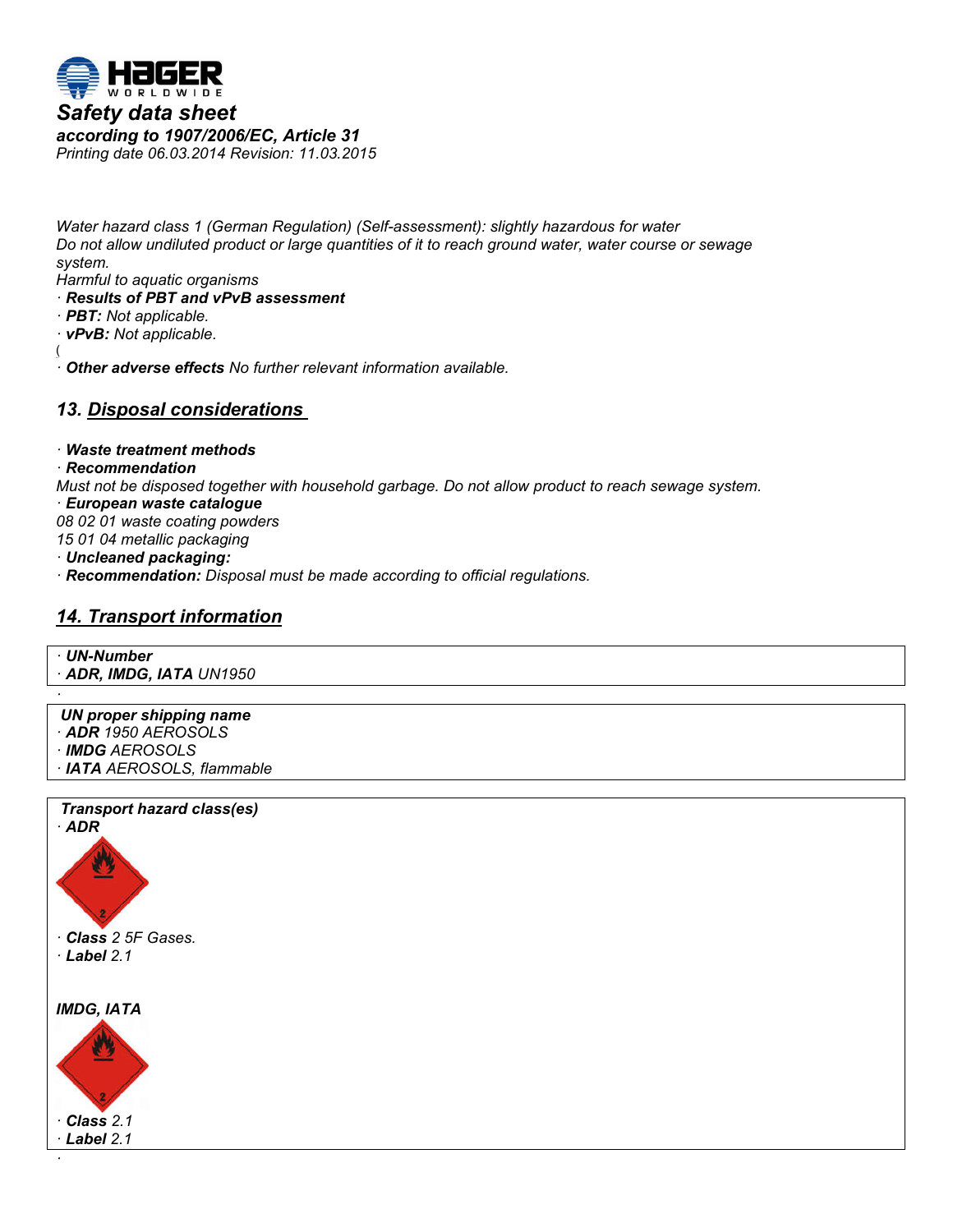Water hazard class 1 (German Regulation) (Self-assessment): slightly hazardous for water
Do not allow undiluted product or large quantities of it to reach ground water, water course or sewage system.
Harmful to aquatic organisms

· **Results of PBT and vPvB assessment**
· **PBT:** Not applicable.
· **vPvB:** Not applicable.
(
· **Other adverse effects** No further relevant information available.

## 13. Disposal considerations

· **Waste treatment methods**
· **Recommendation**
Must not be disposed together with household garbage. Do not allow product to reach sewage system.
· **European waste catalogue**
08 02 01 waste coating powders
15 01 04 metallic packaging
· **Uncleaned packaging:**
· **Recommendation:** Disposal must be made according to official regulations.

## 14. Transport information

· **UN-Number**
· **ADR, IMDG, IATA** UN1950

·

**UN proper shipping name**
· **ADR** 1950 AEROSOLS
· **IMDG** AEROSOLS
· **IATA** AEROSOLS, flammable

**Transport hazard class(es)**
· **ADR**

· **Class** 2 5F Gases.
· **Label** 2.1

**IMDG, IATA**

· **Class** 2.1
· **Label** 2.1

·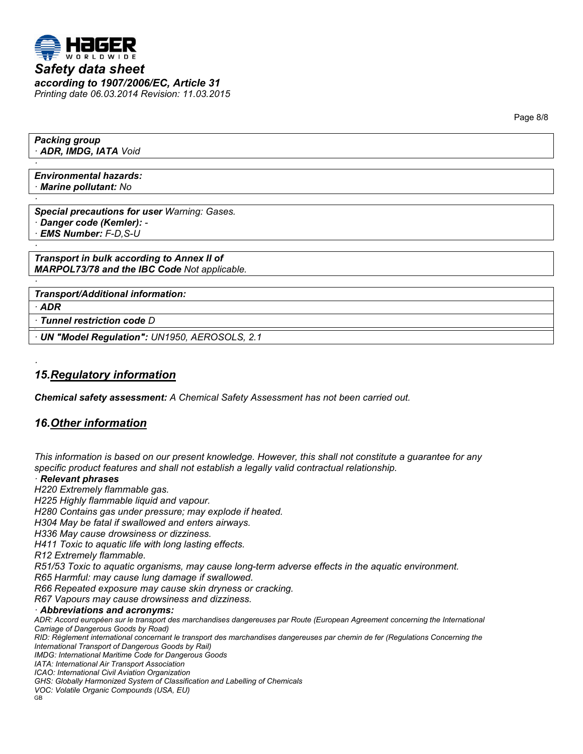**Packing group**
· **ADR, IMDG, IATA** Void

**Environmental hazards:**
· **Marine pollutant:** No

**Special precautions for user** Warning: Gases.
· **Danger code (Kemler):** -
· **EMS Number:** F-D,S-U

**Transport in bulk according to Annex II of MARPOL73/78 and the IBC Code** Not applicable.

**Transport/Additional information:**
· **ADR**
· **Tunnel restriction code** D
· **UN "Model Regulation":** UN1950, AEROSOLS, 2.1

## 15. Regulatory information

**Chemical safety assessment:** A Chemical Safety Assessment has not been carried out.

## 16. Other information

This information is based on our present knowledge. However, this shall not constitute a guarantee for any specific product features and shall not establish a legally valid contractual relationship.

· **Relevant phrases**
H220 Extremely flammable gas.
H225 Highly flammable liquid and vapour.
H280 Contains gas under pressure; may explode if heated.
H304 May be fatal if swallowed and enters airways.
H336 May cause drowsiness or dizziness.
H411 Toxic to aquatic life with long lasting effects.
R12 Extremely flammable.
R51/53 Toxic to aquatic organisms, may cause long-term adverse effects in the aquatic environment.
R65 Harmful: may cause lung damage if swallowed.
R66 Repeated exposure may cause skin dryness or cracking.
R67 Vapours may cause drowsiness and dizziness.

· **Abbreviations and acronyms:**
ADR: Accord européen sur le transport des marchandises dangereuses par Route (European Agreement concerning the International Carriage of Dangerous Goods by Road)
RID: Règlement international concernant le transport des marchandises dangereuses par chemin de fer (Regulations Concerning the International Transport of Dangerous Goods by Rail)
IMDG: International Maritime Code for Dangerous Goods
IATA: International Air Transport Association
ICAO: International Civil Aviation Organization
GHS: Globally Harmonized System of Classification and Labelling of Chemicals
VOC: Volatile Organic Compounds (USA, EU)